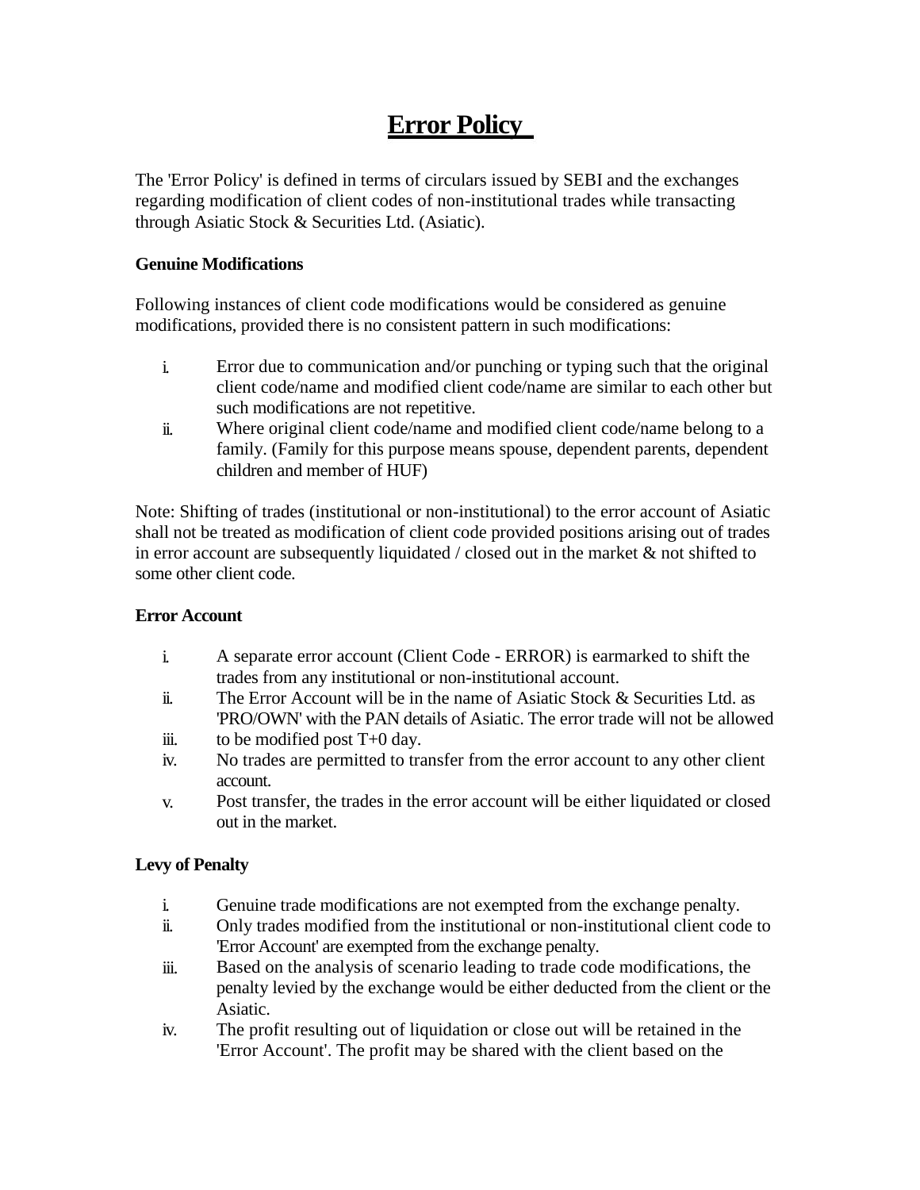# Error Policy

The 'Error Policy' is defined in terms of circulars issued by SEBI and the exchanges regarding modification of client codes of non-institutional trades while transacting through Asiatic Stock & Securities Ltd. (Asiatic).

### Genuine Modifications

Following instances of client code modifications would be considered as genuine modifications, provided there is no consistent pattern in such modifications:

i. Error due to communication and/or punching or typing such that the original client code/name and modified client code/name are similar to each other but such modifications are not repetitive.
ii. Where original client code/name and modified client code/name belong to a family. (Family for this purpose means spouse, dependent parents, dependent children and member of HUF)

Note: Shifting of trades (institutional or non-institutional) to the error account of Asiatic shall not be treated as modification of client code provided positions arising out of trades in error account are subsequently liquidated / closed out in the market & not shifted to some other client code.

### Error Account

i. A separate error account (Client Code - ERROR) is earmarked to shift the trades from any institutional or non-institutional account.
ii. The Error Account will be in the name of Asiatic Stock & Securities Ltd. as 'PRO/OWN' with the PAN details of Asiatic. The error trade will not be allowed
iii. to be modified post T+0 day.
iv. No trades are permitted to transfer from the error account to any other client account.
v. Post transfer, the trades in the error account will be either liquidated or closed out in the market.

### Levy of Penalty

i. Genuine trade modifications are not exempted from the exchange penalty.
ii. Only trades modified from the institutional or non-institutional client code to 'Error Account' are exempted from the exchange penalty.
iii. Based on the analysis of scenario leading to trade code modifications, the penalty levied by the exchange would be either deducted from the client or the Asiatic.
iv. The profit resulting out of liquidation or close out will be retained in the 'Error Account'. The profit may be shared with the client based on the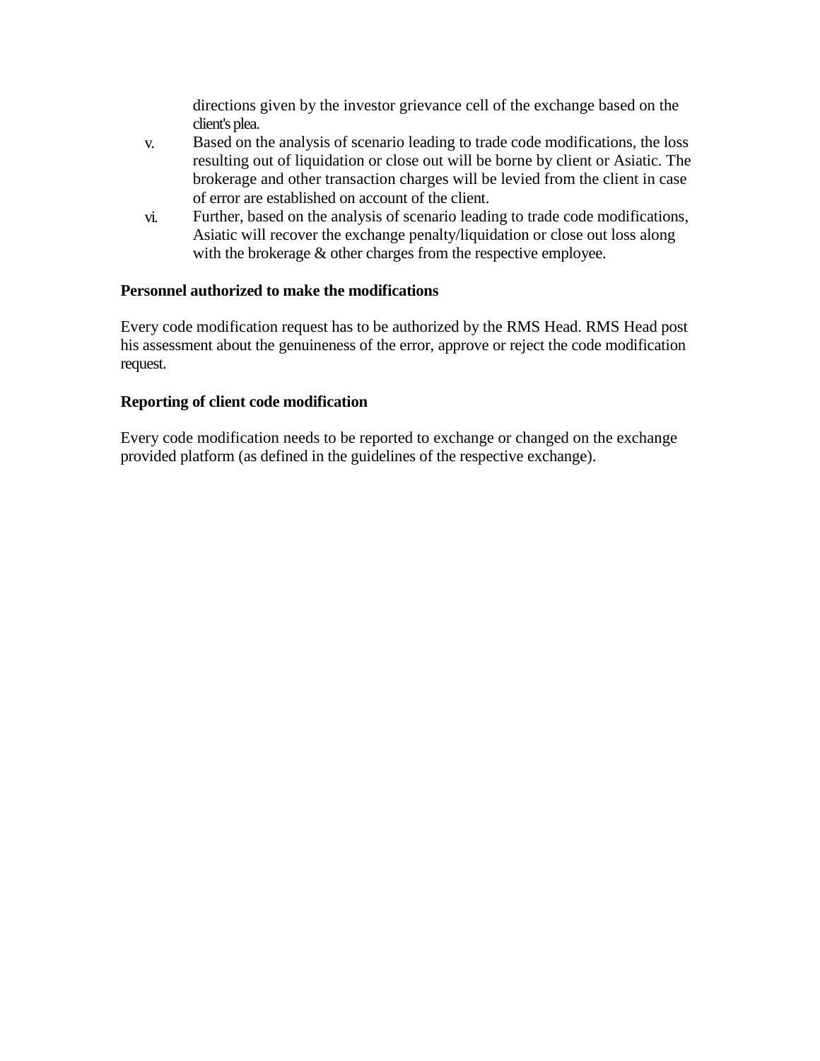directions given by the investor grievance cell of the exchange based on the client's plea.

v. Based on the analysis of scenario leading to trade code modifications, the loss resulting out of liquidation or close out will be borne by client or Asiatic. The brokerage and other transaction charges will be levied from the client in case of error are established on account of the client.

vi. Further, based on the analysis of scenario leading to trade code modifications, Asiatic will recover the exchange penalty/liquidation or close out loss along with the brokerage & other charges from the respective employee.

**Personnel authorized to make the modifications**

Every code modification request has to be authorized by the RMS Head. RMS Head post his assessment about the genuineness of the error, approve or reject the code modification request.

**Reporting of client code modification**

Every code modification needs to be reported to exchange or changed on the exchange provided platform (as defined in the guidelines of the respective exchange).